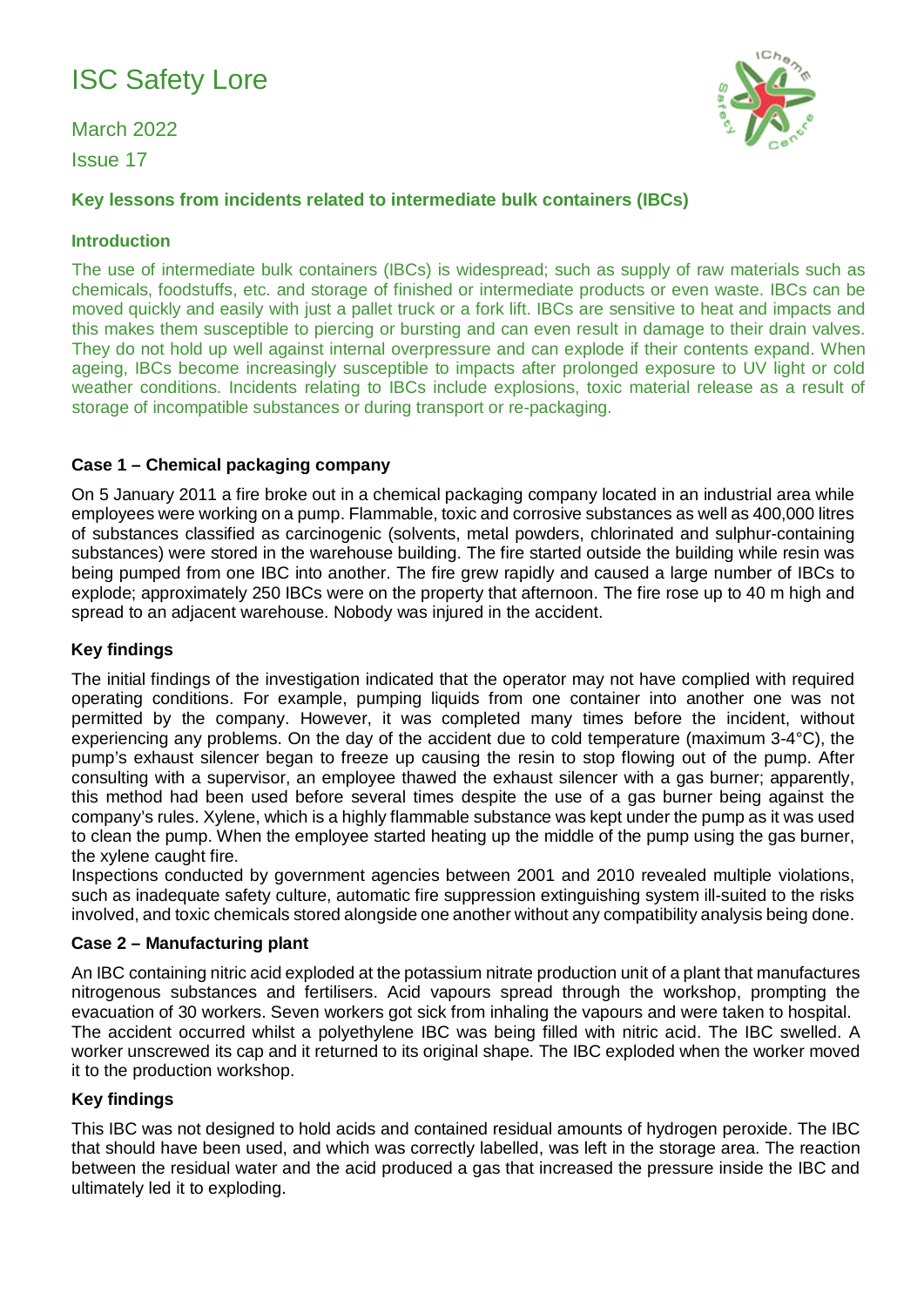# ISC Safety Lore

March 2022

Issue 17

## Key lessons from incidents related to intermediate bulk containers (IBCs)

### Introduction

The use of intermediate bulk containers (IBCs) is widespread; such as supply of raw materials such as chemicals, foodstuffs, etc. and storage of finished or intermediate products or even waste. IBCs can be moved quickly and easily with just a pallet truck or a fork lift. IBCs are sensitive to heat and impacts and this makes them susceptible to piercing or bursting and can even result in damage to their drain valves. They do not hold up well against internal overpressure and can explode if their contents expand. When ageing, IBCs become increasingly susceptible to impacts after prolonged exposure to UV light or cold weather conditions. Incidents relating to IBCs include explosions, toxic material release as a result of storage of incompatible substances or during transport or re-packaging.

### Case 1 – Chemical packaging company

On 5 January 2011 a fire broke out in a chemical packaging company located in an industrial area while employees were working on a pump. Flammable, toxic and corrosive substances as well as 400,000 litres of substances classified as carcinogenic (solvents, metal powders, chlorinated and sulphur-containing substances) were stored in the warehouse building. The fire started outside the building while resin was being pumped from one IBC into another. The fire grew rapidly and caused a large number of IBCs to explode; approximately 250 IBCs were on the property that afternoon. The fire rose up to 40 m high and spread to an adjacent warehouse. Nobody was injured in the accident.

### Key findings

The initial findings of the investigation indicated that the operator may not have complied with required operating conditions. For example, pumping liquids from one container into another one was not permitted by the company. However, it was completed many times before the incident, without experiencing any problems. On the day of the accident due to cold temperature (maximum 3-4°C), the pump's exhaust silencer began to freeze up causing the resin to stop flowing out of the pump. After consulting with a supervisor, an employee thawed the exhaust silencer with a gas burner; apparently, this method had been used before several times despite the use of a gas burner being against the company's rules. Xylene, which is a highly flammable substance was kept under the pump as it was used to clean the pump. When the employee started heating up the middle of the pump using the gas burner, the xylene caught fire.

Inspections conducted by government agencies between 2001 and 2010 revealed multiple violations, such as inadequate safety culture, automatic fire suppression extinguishing system ill-suited to the risks involved, and toxic chemicals stored alongside one another without any compatibility analysis being done.

### Case 2 – Manufacturing plant

An IBC containing nitric acid exploded at the potassium nitrate production unit of a plant that manufactures nitrogenous substances and fertilisers. Acid vapours spread through the workshop, prompting the evacuation of 30 workers. Seven workers got sick from inhaling the vapours and were taken to hospital.

The accident occurred whilst a polyethylene IBC was being filled with nitric acid. The IBC swelled. A worker unscrewed its cap and it returned to its original shape. The IBC exploded when the worker moved it to the production workshop.

### Key findings

This IBC was not designed to hold acids and contained residual amounts of hydrogen peroxide. The IBC that should have been used, and which was correctly labelled, was left in the storage area. The reaction between the residual water and the acid produced a gas that increased the pressure inside the IBC and ultimately led it to exploding.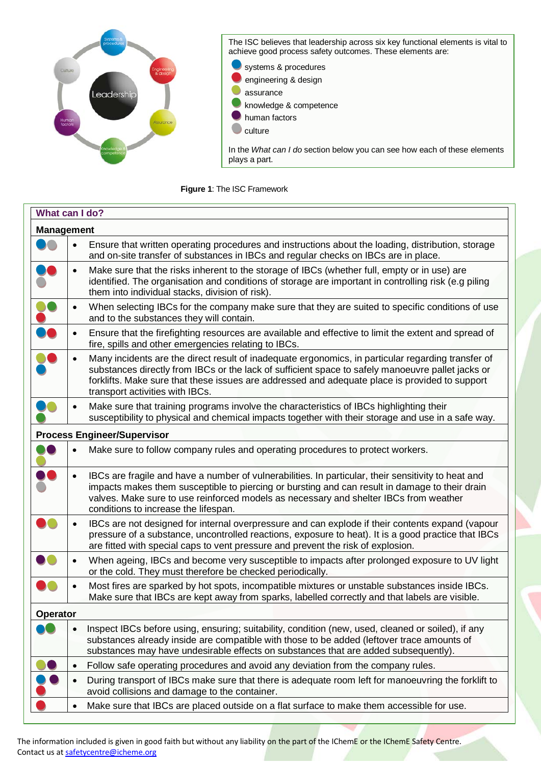The ISC believes that leadership across six key functional elements is vital to achieve good process safety outcomes. These elements are:

- systems & procedures
- engineering & design
- assurance
- knowledge & competence
- human factors
- culture

In the *What can I do* section below you can see how each of these elements plays a part.

**Figure 1**: The ISC Framework

## What can I do?

| | |
|---|---|
| **Management** | |
| systems & procedures, culture | • Ensure that written operating procedures and instructions about the loading, distribution, storage and on-site transfer of substances in IBCs and regular checks on IBCs are in place. |
| systems & procedures, engineering & design, culture | • Make sure that the risks inherent to the storage of IBCs (whether full, empty or in use) are identified. The organisation and conditions of storage are important in controlling risk (e.g piling them into individual stacks, division of risk). |
| assurance, knowledge & competence, engineering & design | • When selecting IBCs for the company make sure that they are suited to specific conditions of use and to the substances they will contain. |
| systems & procedures, engineering & design | • Ensure that the firefighting resources are available and effective to limit the extent and spread of fire, spills and other emergencies relating to IBCs. |
| assurance, engineering & design, systems & procedures | • Many incidents are the direct result of inadequate ergonomics, in particular regarding transfer of substances directly from IBCs or the lack of sufficient space to safely manoeuvre pallet jacks or forklifts. Make sure that these issues are addressed and adequate place is provided to support transport activities with IBCs. |
| systems & procedures, assurance, knowledge & competence | • Make sure that training programs involve the characteristics of IBCs highlighting their susceptibility to physical and chemical impacts together with their storage and use in a safe way. |
| **Process Engineer/Supervisor** | |
| knowledge & competence, human factors, assurance | • Make sure to follow company rules and operating procedures to protect workers. |
| human factors, engineering & design, culture | • IBCs are fragile and have a number of vulnerabilities. In particular, their sensitivity to heat and impacts makes them susceptible to piercing or bursting and can result in damage to their drain valves. Make sure to use reinforced models as necessary and shelter IBCs from weather conditions to increase the lifespan. |
| engineering & design, assurance | • IBCs are not designed for internal overpressure and can explode if their contents expand (vapour pressure of a substance, uncontrolled reactions, exposure to heat). It is a good practice that IBCs are fitted with special caps to vent pressure and prevent the risk of explosion. |
| human factors, assurance | • When ageing, IBCs and become very susceptible to impacts after prolonged exposure to UV light or the cold. They must therefore be checked periodically. |
| engineering & design, assurance | • Most fires are sparked by hot spots, incompatible mixtures or unstable substances inside IBCs. Make sure that IBCs are kept away from sparks, labelled correctly and that labels are visible. |
| **Operator** | |
| systems & procedures, knowledge & competence | • Inspect IBCs before using, ensuring; suitability, condition (new, used, cleaned or soiled), if any substances already inside are compatible with those to be added (leftover trace amounts of substances may have undesirable effects on substances that are added subsequently). |
| assurance, human factors | • Follow safe operating procedures and avoid any deviation from the company rules. |
| systems & procedures, human factors, engineering & design | • During transport of IBCs make sure that there is adequate room left for manoeuvring the forklift to avoid collisions and damage to the container. |
| engineering & design | • Make sure that IBCs are placed outside on a flat surface to make them accessible for use. |

The information included is given in good faith but without any liability on the part of the IChemE or the IChemE Safety Centre.
Contact us at safetycentre@icheme.org